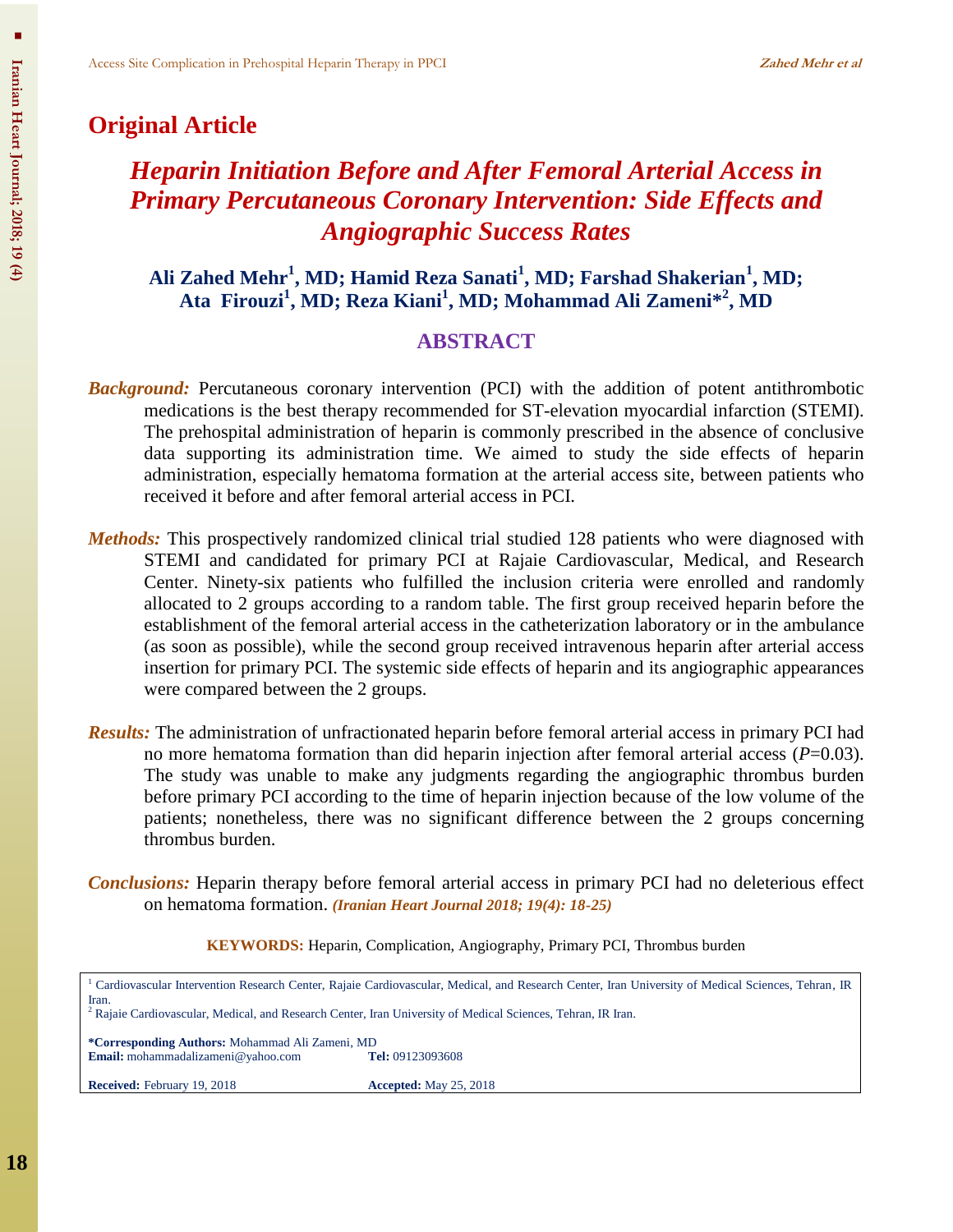## Original Article

# *Heparin Initiation Before and After Femoral Arterial Access in Primary Percutaneous Coronary Intervention: Side Effects and Angiographic Success Rates*

**Ali Zahed Mehr[1], MD; Hamid Reza Sanati[1], MD; Farshad Shakerian[1], MD; Ata Firouzi[1], MD; Reza Kiani[1], MD; Mohammad Ali Zameni*[2], MD**

## ABSTRACT

***Background:*** Percutaneous coronary intervention (PCI) with the addition of potent antithrombotic medications is the best therapy recommended for ST-elevation myocardial infarction (STEMI). The prehospital administration of heparin is commonly prescribed in the absence of conclusive data supporting its administration time. We aimed to study the side effects of heparin administration, especially hematoma formation at the arterial access site, between patients who received it before and after femoral arterial access in PCI.

***Methods:*** This prospectively randomized clinical trial studied 128 patients who were diagnosed with STEMI and candidated for primary PCI at Rajaie Cardiovascular, Medical, and Research Center. Ninety-six patients who fulfilled the inclusion criteria were enrolled and randomly allocated to 2 groups according to a random table. The first group received heparin before the establishment of the femoral arterial access in the catheterization laboratory or in the ambulance (as soon as possible), while the second group received intravenous heparin after arterial access insertion for primary PCI. The systemic side effects of heparin and its angiographic appearances were compared between the 2 groups.

***Results:*** The administration of unfractionated heparin before femoral arterial access in primary PCI had no more hematoma formation than did heparin injection after femoral arterial access ($P$=0.03). The study was unable to make any judgments regarding the angiographic thrombus burden before primary PCI according to the time of heparin injection because of the low volume of the patients; nonetheless, there was no significant difference between the 2 groups concerning thrombus burden.

***Conclusions:*** Heparin therapy before femoral arterial access in primary PCI had no deleterious effect on hematoma formation. ***(Iranian Heart Journal 2018; 19(4): 18-25)***

**KEYWORDS:** Heparin, Complication, Angiography, Primary PCI, Thrombus burden

---

[1] Cardiovascular Intervention Research Center, Rajaie Cardiovascular, Medical, and Research Center, Iran University of Medical Sciences, Tehran, IR Iran.
[2] Rajaie Cardiovascular, Medical, and Research Center, Iran University of Medical Sciences, Tehran, IR Iran.

**\*Corresponding Authors:** Mohammad Ali Zameni, MD
**Email:** mohammadalizameni@yahoo.com **Tel:** 09123093608

**Received:** February 19, 2018 **Accepted:** May 25, 2018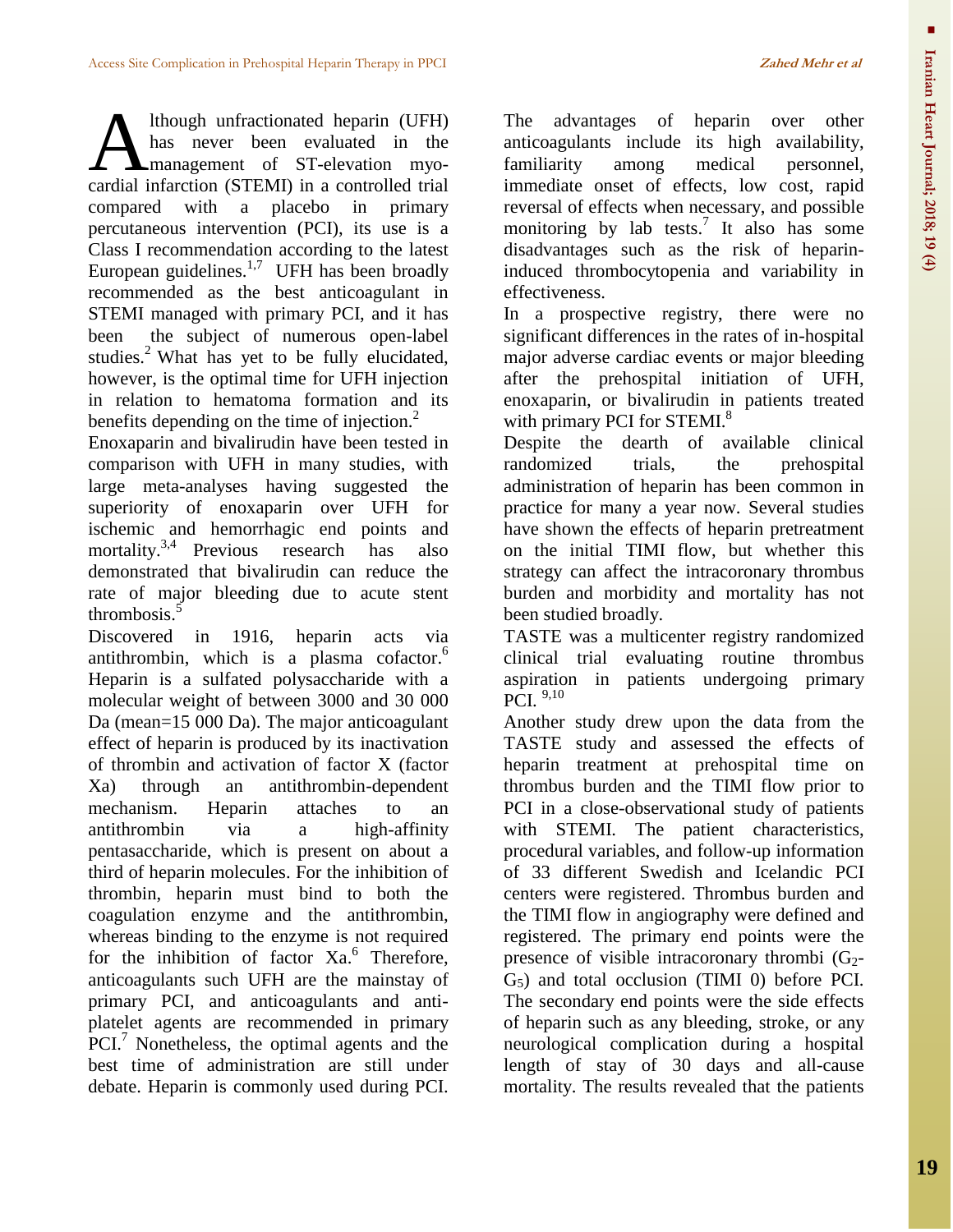Although unfractionated heparin (UFH) has never been evaluated in the management of ST-elevation myocardial infarction (STEMI) in a controlled trial compared with a placebo in primary percutaneous intervention (PCI), its use is a Class I recommendation according to the latest European guidelines.[1,7] UFH has been broadly recommended as the best anticoagulant in STEMI managed with primary PCI, and it has been the subject of numerous open-label studies.[2] What has yet to be fully elucidated, however, is the optimal time for UFH injection in relation to hematoma formation and its benefits depending on the time of injection.[2]

Enoxaparin and bivalirudin have been tested in comparison with UFH in many studies, with large meta-analyses having suggested the superiority of enoxaparin over UFH for ischemic and hemorrhagic end points and mortality.[3,4] Previous research has also demonstrated that bivalirudin can reduce the rate of major bleeding due to acute stent thrombosis.[5]

Discovered in 1916, heparin acts via antithrombin, which is a plasma cofactor.[6] Heparin is a sulfated polysaccharide with a molecular weight of between 3000 and 30 000 Da (mean=15 000 Da). The major anticoagulant effect of heparin is produced by its inactivation of thrombin and activation of factor X (factor Xa) through an antithrombin-dependent mechanism. Heparin attaches to an antithrombin via a high-affinity pentasaccharide, which is present on about a third of heparin molecules. For the inhibition of thrombin, heparin must bind to both the coagulation enzyme and the antithrombin, whereas binding to the enzyme is not required for the inhibition of factor Xa.[6] Therefore, anticoagulants such UFH are the mainstay of primary PCI, and anticoagulants and antiplatelet agents are recommended in primary PCI.[7] Nonetheless, the optimal agents and the best time of administration are still under debate. Heparin is commonly used during PCI. The advantages of heparin over other anticoagulants include its high availability, familiarity among medical personnel, immediate onset of effects, low cost, rapid reversal of effects when necessary, and possible monitoring by lab tests.[7] It also has some disadvantages such as the risk of heparin-induced thrombocytopenia and variability in effectiveness.

In a prospective registry, there were no significant differences in the rates of in-hospital major adverse cardiac events or major bleeding after the prehospital initiation of UFH, enoxaparin, or bivalirudin in patients treated with primary PCI for STEMI.[8]

Despite the dearth of available clinical randomized trials, the prehospital administration of heparin has been common in practice for many a year now. Several studies have shown the effects of heparin pretreatment on the initial TIMI flow, but whether this strategy can affect the intracoronary thrombus burden and morbidity and mortality has not been studied broadly.

TASTE was a multicenter registry randomized clinical trial evaluating routine thrombus aspiration in patients undergoing primary PCI.[9,10]

Another study drew upon the data from the TASTE study and assessed the effects of heparin treatment at prehospital time on thrombus burden and the TIMI flow prior to PCI in a close-observational study of patients with STEMI. The patient characteristics, procedural variables, and follow-up information of 33 different Swedish and Icelandic PCI centers were registered. Thrombus burden and the TIMI flow in angiography were defined and registered. The primary end points were the presence of visible intracoronary thrombi ($G_2$-$G_5$) and total occlusion (TIMI 0) before PCI. The secondary end points were the side effects of heparin such as any bleeding, stroke, or any neurological complication during a hospital length of stay of 30 days and all-cause mortality. The results revealed that the patients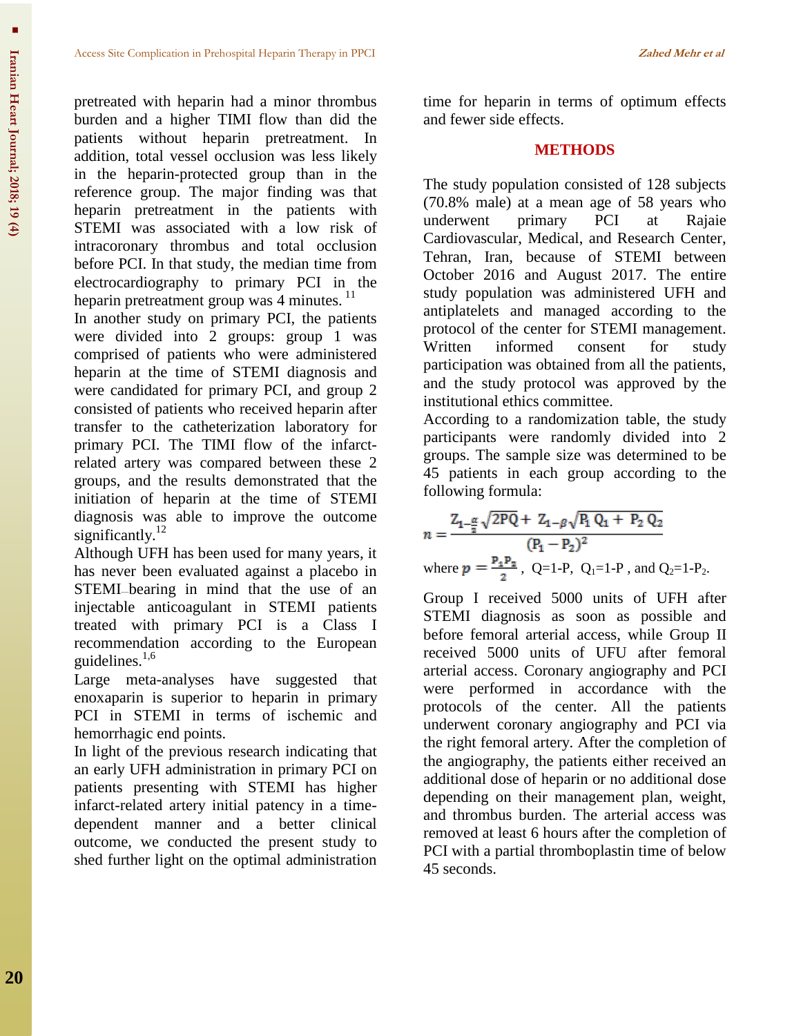pretreated with heparin had a minor thrombus burden and a higher TIMI flow than did the patients without heparin pretreatment. In addition, total vessel occlusion was less likely in the heparin-protected group than in the reference group. The major finding was that heparin pretreatment in the patients with STEMI was associated with a low risk of intracoronary thrombus and total occlusion before PCI. In that study, the median time from electrocardiography to primary PCI in the heparin pretreatment group was 4 minutes. [11]

In another study on primary PCI, the patients were divided into 2 groups: group 1 was comprised of patients who were administered heparin at the time of STEMI diagnosis and were candidated for primary PCI, and group 2 consisted of patients who received heparin after transfer to the catheterization laboratory for primary PCI. The TIMI flow of the infarct-related artery was compared between these 2 groups, and the results demonstrated that the initiation of heparin at the time of STEMI diagnosis was able to improve the outcome significantly.[12]

Although UFH has been used for many years, it has never been evaluated against a placebo in STEMI bearing in mind that the use of an injectable anticoagulant in STEMI patients treated with primary PCI is a Class I recommendation according to the European guidelines.[1,6]

Large meta-analyses have suggested that enoxaparin is superior to heparin in primary PCI in STEMI in terms of ischemic and hemorrhagic end points.

In light of the previous research indicating that an early UFH administration in primary PCI on patients presenting with STEMI has higher infarct-related artery initial patency in a time-dependent manner and a better clinical outcome, we conducted the present study to shed further light on the optimal administration time for heparin in terms of optimum effects and fewer side effects.

## METHODS

The study population consisted of 128 subjects (70.8% male) at a mean age of 58 years who underwent primary PCI at Rajaie Cardiovascular, Medical, and Research Center, Tehran, Iran, because of STEMI between October 2016 and August 2017. The entire study population was administered UFH and antiplatelets and managed according to the protocol of the center for STEMI management. Written informed consent for study participation was obtained from all the patients, and the study protocol was approved by the institutional ethics committee.

According to a randomization table, the study participants were randomly divided into 2 groups. The sample size was determined to be 45 patients in each group according to the following formula:

$$n = \frac{Z_{1-\frac{\alpha}{2}}\sqrt{2PQ} + Z_{1-\beta}\sqrt{P_1 Q_1 + P_2 Q_2}}{(P_1 - P_2)^2}$$

where $p = \frac{P_1 P_2}{2}$, Q=1-P, $Q_1$=1-P , and $Q_2$=1-$P_2$.

Group I received 5000 units of UFH after STEMI diagnosis as soon as possible and before femoral arterial access, while Group II received 5000 units of UFU after femoral arterial access. Coronary angiography and PCI were performed in accordance with the protocols of the center. All the patients underwent coronary angiography and PCI via the right femoral artery. After the completion of the angiography, the patients either received an additional dose of heparin or no additional dose depending on their management plan, weight, and thrombus burden. The arterial access was removed at least 6 hours after the completion of PCI with a partial thromboplastin time of below 45 seconds.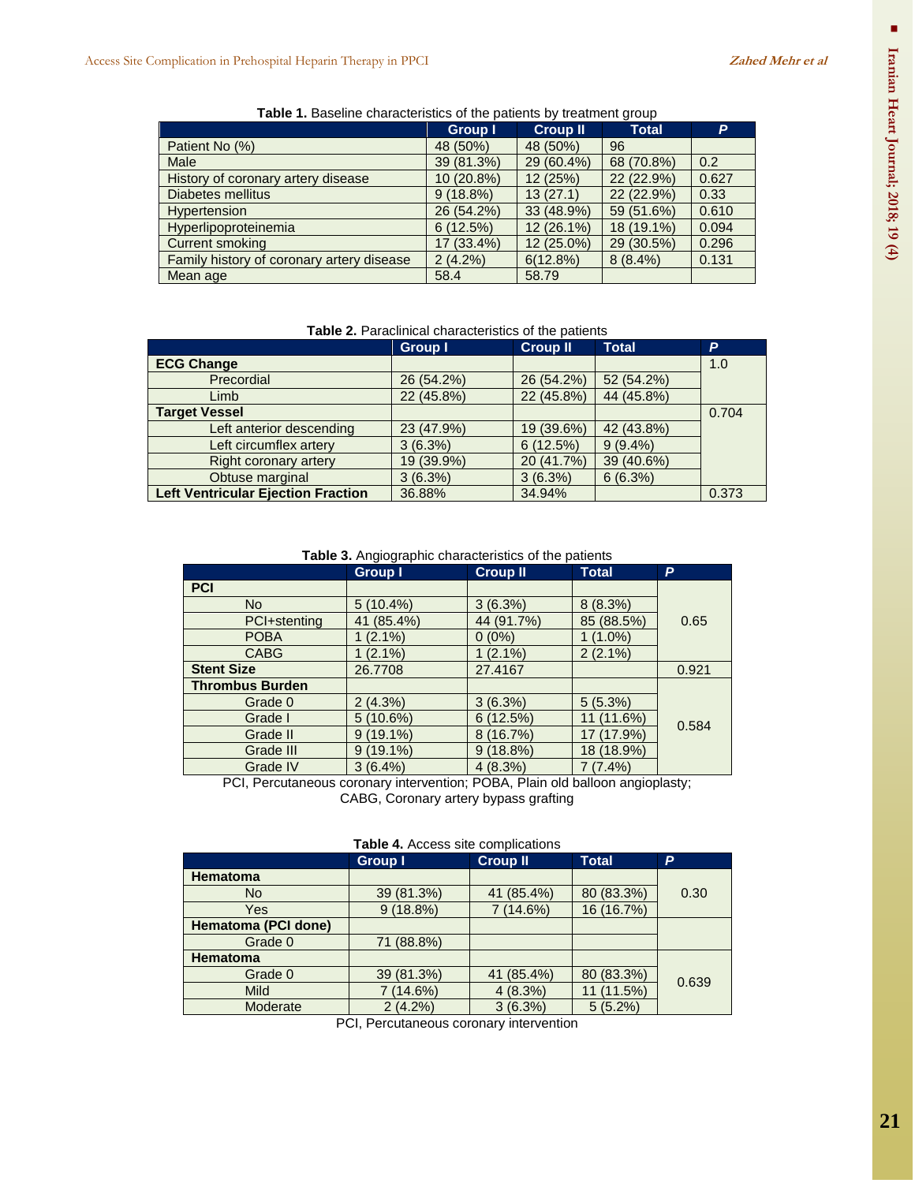**Table 1.** Baseline characteristics of the patients by treatment group

| | Group I | Croup II | Total | P |
|---|---|---|---|---|
| Patient No (%) | 48 (50%) | 48 (50%) | 96 | |
| Male | 39 (81.3%) | 29 (60.4%) | 68 (70.8%) | 0.2 |
| History of coronary artery disease | 10 (20.8%) | 12 (25%) | 22 (22.9%) | 0.627 |
| Diabetes mellitus | 9 (18.8%) | 13 (27.1) | 22 (22.9%) | 0.33 |
| Hypertension | 26 (54.2%) | 33 (48.9%) | 59 (51.6%) | 0.610 |
| Hyperlipoproteinemia | 6 (12.5%) | 12 (26.1%) | 18 (19.1%) | 0.094 |
| Current smoking | 17 (33.4%) | 12 (25.0%) | 29 (30.5%) | 0.296 |
| Family history of coronary artery disease | 2 (4.2%) | 6(12.8%) | 8 (8.4%) | 0.131 |
| Mean age | 58.4 | 58.79 | | |

**Table 2.** Paraclinical characteristics of the patients

| | Group I | Croup II | Total | P |
|---|---|---|---|---|
| **ECG Change** | | | | 1.0 |
| Precordial | 26 (54.2%) | 26 (54.2%) | 52 (54.2%) | |
| Limb | 22 (45.8%) | 22 (45.8%) | 44 (45.8%) | |
| **Target Vessel** | | | | 0.704 |
| Left anterior descending | 23 (47.9%) | 19 (39.6%) | 42 (43.8%) | |
| Left circumflex artery | 3 (6.3%) | 6 (12.5%) | 9 (9.4%) | |
| Right coronary artery | 19 (39.9%) | 20 (41.7%) | 39 (40.6%) | |
| Obtuse marginal | 3 (6.3%) | 3 (6.3%) | 6 (6.3%) | |
| **Left Ventricular Ejection Fraction** | 36.88% | 34.94% | | 0.373 |

**Table 3.** Angiographic characteristics of the patients

| | Group I | Croup II | Total | P |
|---|---|---|---|---|
| **PCI** | | | | 0.65 |
| No | 5 (10.4%) | 3 (6.3%) | 8 (8.3%) | |
| PCI+stenting | 41 (85.4%) | 44 (91.7%) | 85 (88.5%) | |
| POBA | 1 (2.1%) | 0 (0%) | 1 (1.0%) | |
| CABG | 1 (2.1%) | 1 (2.1%) | 2 (2.1%) | |
| **Stent Size** | 26.7708 | 27.4167 | | 0.921 |
| **Thrombus Burden** | | | | 0.584 |
| Grade 0 | 2 (4.3%) | 3 (6.3%) | 5 (5.3%) | |
| Grade I | 5 (10.6%) | 6 (12.5%) | 11 (11.6%) | |
| Grade II | 9 (19.1%) | 8 (16.7%) | 17 (17.9%) | |
| Grade III | 9 (19.1%) | 9 (18.8%) | 18 (18.9%) | |
| Grade IV | 3 (6.4%) | 4 (8.3%) | 7 (7.4%) | |

PCI, Percutaneous coronary intervention; POBA, Plain old balloon angioplasty; CABG, Coronary artery bypass grafting

**Table 4.** Access site complications

| | Group I | Croup II | Total | P |
|---|---|---|---|---|
| **Hematoma** | | | | 0.30 |
| No | 39 (81.3%) | 41 (85.4%) | 80 (83.3%) | |
| Yes | 9 (18.8%) | 7 (14.6%) | 16 (16.7%) | |
| **Hematoma (PCI done)** | | | | |
| Grade 0 | 71 (88.8%) | | | |
| **Hematoma** | | | | 0.639 |
| Grade 0 | 39 (81.3%) | 41 (85.4%) | 80 (83.3%) | |
| Mild | 7 (14.6%) | 4 (8.3%) | 11 (11.5%) | |
| Moderate | 2 (4.2%) | 3 (6.3%) | 5 (5.2%) | |

PCI, Percutaneous coronary intervention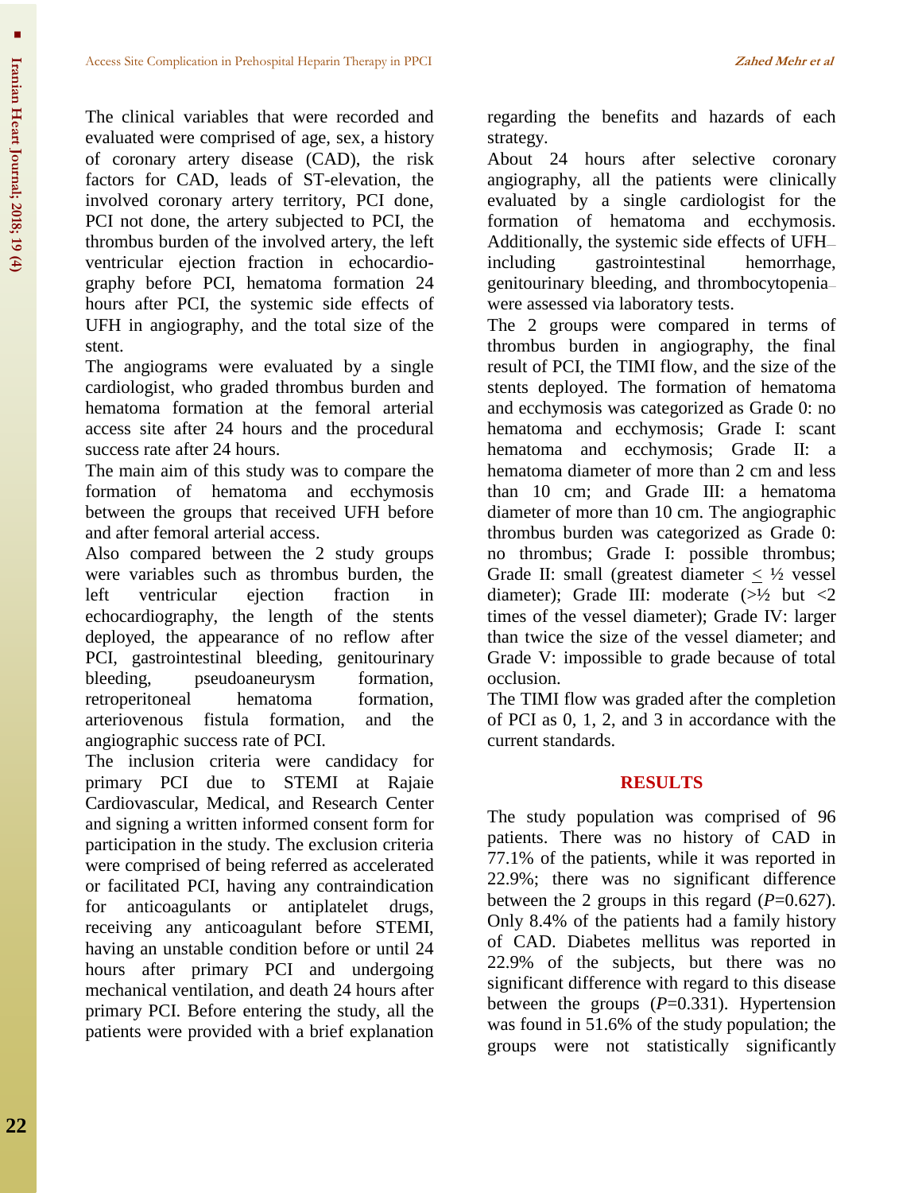The clinical variables that were recorded and evaluated were comprised of age, sex, a history of coronary artery disease (CAD), the risk factors for CAD, leads of ST-elevation, the involved coronary artery territory, PCI done, PCI not done, the artery subjected to PCI, the thrombus burden of the involved artery, the left ventricular ejection fraction in echocardiography before PCI, hematoma formation 24 hours after PCI, the systemic side effects of UFH in angiography, and the total size of the stent.

The angiograms were evaluated by a single cardiologist, who graded thrombus burden and hematoma formation at the femoral arterial access site after 24 hours and the procedural success rate after 24 hours.

The main aim of this study was to compare the formation of hematoma and ecchymosis between the groups that received UFH before and after femoral arterial access.

Also compared between the 2 study groups were variables such as thrombus burden, the left ventricular ejection fraction in echocardiography, the length of the stents deployed, the appearance of no reflow after PCI, gastrointestinal bleeding, genitourinary bleeding, pseudoaneurysm formation, retroperitoneal hematoma formation, arteriovenous fistula formation, and the angiographic success rate of PCI.

The inclusion criteria were candidacy for primary PCI due to STEMI at Rajaie Cardiovascular, Medical, and Research Center and signing a written informed consent form for participation in the study. The exclusion criteria were comprised of being referred as accelerated or facilitated PCI, having any contraindication for anticoagulants or antiplatelet drugs, receiving any anticoagulant before STEMI, having an unstable condition before or until 24 hours after primary PCI and undergoing mechanical ventilation, and death 24 hours after primary PCI. Before entering the study, all the patients were provided with a brief explanation regarding the benefits and hazards of each strategy.

About 24 hours after selective coronary angiography, all the patients were clinically evaluated by a single cardiologist for the formation of hematoma and ecchymosis. Additionally, the systemic side effects of UFH—including gastrointestinal hemorrhage, genitourinary bleeding, and thrombocytopenia—were assessed via laboratory tests.

The 2 groups were compared in terms of thrombus burden in angiography, the final result of PCI, the TIMI flow, and the size of the stents deployed. The formation of hematoma and ecchymosis was categorized as Grade 0: no hematoma and ecchymosis; Grade I: scant hematoma and ecchymosis; Grade II: a hematoma diameter of more than 2 cm and less than 10 cm; and Grade III: a hematoma diameter of more than 10 cm. The angiographic thrombus burden was categorized as Grade 0: no thrombus; Grade I: possible thrombus; Grade II: small (greatest diameter $\leq$ ½ vessel diameter); Grade III: moderate (>½ but <2 times of the vessel diameter); Grade IV: larger than twice the size of the vessel diameter; and Grade V: impossible to grade because of total occlusion.

The TIMI flow was graded after the completion of PCI as 0, 1, 2, and 3 in accordance with the current standards.

## RESULTS

The study population was comprised of 96 patients. There was no history of CAD in 77.1% of the patients, while it was reported in 22.9%; there was no significant difference between the 2 groups in this regard (*P*=0.627). Only 8.4% of the patients had a family history of CAD. Diabetes mellitus was reported in 22.9% of the subjects, but there was no significant difference with regard to this disease between the groups (*P*=0.331). Hypertension was found in 51.6% of the study population; the groups were not statistically significantly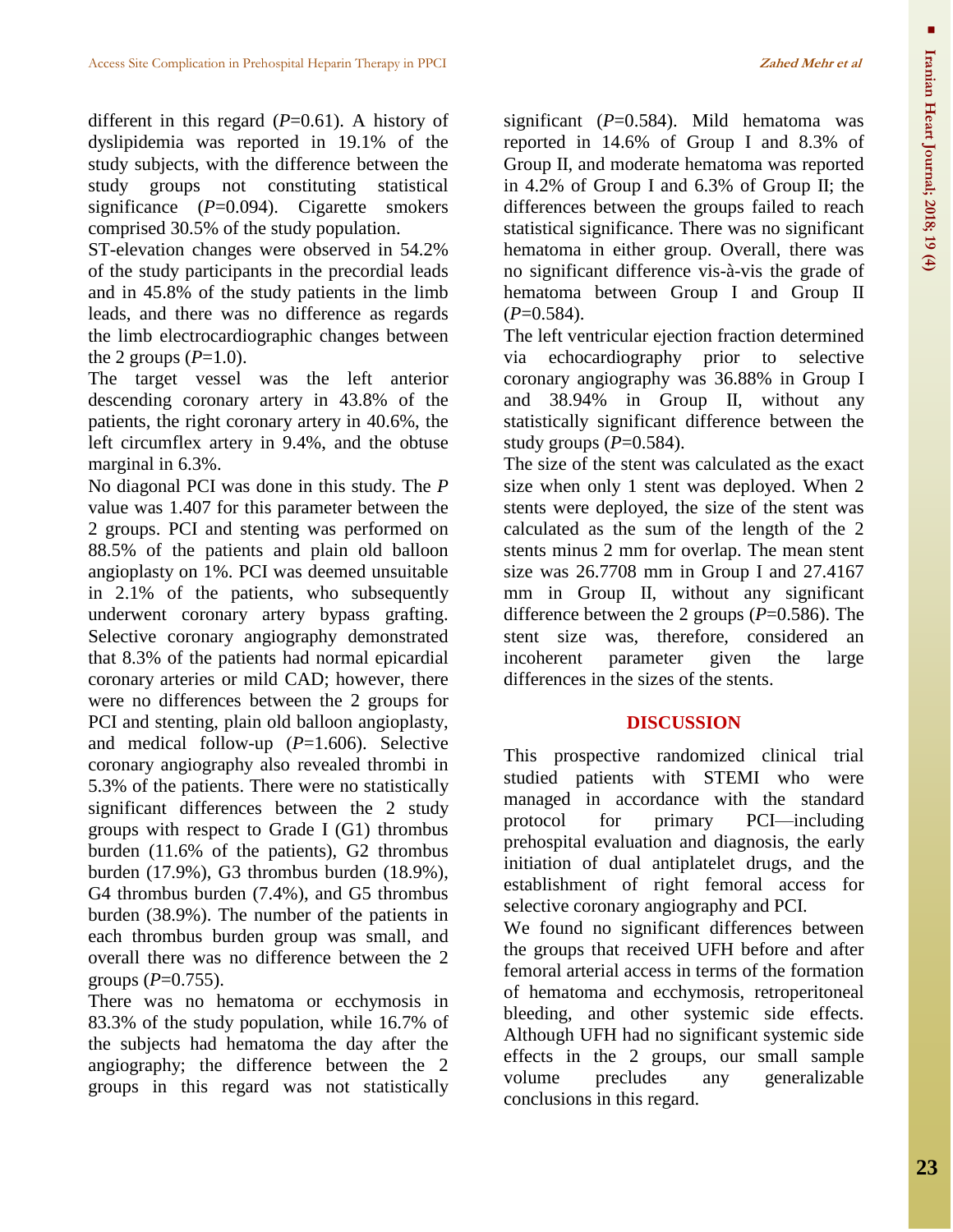different in this regard (*P*=0.61). A history of dyslipidemia was reported in 19.1% of the study subjects, with the difference between the study groups not constituting statistical significance (*P*=0.094). Cigarette smokers comprised 30.5% of the study population.

ST-elevation changes were observed in 54.2% of the study participants in the precordial leads and in 45.8% of the study patients in the limb leads, and there was no difference as regards the limb electrocardiographic changes between the 2 groups (*P*=1.0).

The target vessel was the left anterior descending coronary artery in 43.8% of the patients, the right coronary artery in 40.6%, the left circumflex artery in 9.4%, and the obtuse marginal in 6.3%.

No diagonal PCI was done in this study. The *P* value was 1.407 for this parameter between the 2 groups. PCI and stenting was performed on 88.5% of the patients and plain old balloon angioplasty on 1%. PCI was deemed unsuitable in 2.1% of the patients, who subsequently underwent coronary artery bypass grafting. Selective coronary angiography demonstrated that 8.3% of the patients had normal epicardial coronary arteries or mild CAD; however, there were no differences between the 2 groups for PCI and stenting, plain old balloon angioplasty, and medical follow-up (*P*=1.606). Selective coronary angiography also revealed thrombi in 5.3% of the patients. There were no statistically significant differences between the 2 study groups with respect to Grade I (G1) thrombus burden (11.6% of the patients), G2 thrombus burden (17.9%), G3 thrombus burden (18.9%), G4 thrombus burden (7.4%), and G5 thrombus burden (38.9%). The number of the patients in each thrombus burden group was small, and overall there was no difference between the 2 groups (*P*=0.755).

There was no hematoma or ecchymosis in 83.3% of the study population, while 16.7% of the subjects had hematoma the day after the angiography; the difference between the 2 groups in this regard was not statistically significant (*P*=0.584). Mild hematoma was reported in 14.6% of Group I and 8.3% of Group II, and moderate hematoma was reported in 4.2% of Group I and 6.3% of Group II; the differences between the groups failed to reach statistical significance. There was no significant hematoma in either group. Overall, there was no significant difference vis-à-vis the grade of hematoma between Group I and Group II (*P*=0.584).

The left ventricular ejection fraction determined via echocardiography prior to selective coronary angiography was 36.88% in Group I and 38.94% in Group II, without any statistically significant difference between the study groups (*P*=0.584).

The size of the stent was calculated as the exact size when only 1 stent was deployed. When 2 stents were deployed, the size of the stent was calculated as the sum of the length of the 2 stents minus 2 mm for overlap. The mean stent size was 26.7708 mm in Group I and 27.4167 mm in Group II, without any significant difference between the 2 groups (*P*=0.586). The stent size was, therefore, considered an incoherent parameter given the large differences in the sizes of the stents.

## DISCUSSION

This prospective randomized clinical trial studied patients with STEMI who were managed in accordance with the standard protocol for primary PCI—including prehospital evaluation and diagnosis, the early initiation of dual antiplatelet drugs, and the establishment of right femoral access for selective coronary angiography and PCI.

We found no significant differences between the groups that received UFH before and after femoral arterial access in terms of the formation of hematoma and ecchymosis, retroperitoneal bleeding, and other systemic side effects. Although UFH had no significant systemic side effects in the 2 groups, our small sample volume precludes any generalizable conclusions in this regard.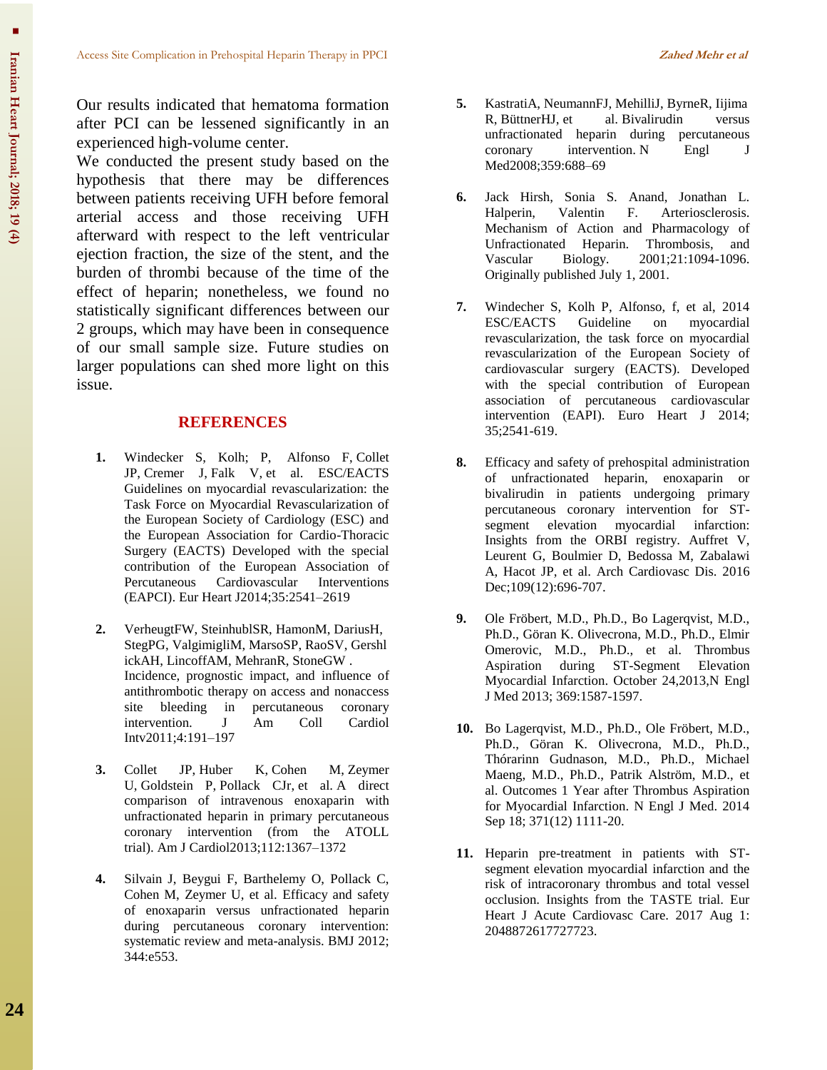Our results indicated that hematoma formation after PCI can be lessened significantly in an experienced high-volume center.

We conducted the present study based on the hypothesis that there may be differences between patients receiving UFH before femoral arterial access and those receiving UFH afterward with respect to the left ventricular ejection fraction, the size of the stent, and the burden of thrombi because of the time of the effect of heparin; nonetheless, we found no statistically significant differences between our 2 groups, which may have been in consequence of our small sample size. Future studies on larger populations can shed more light on this issue.

## REFERENCES

1. Windecker S, Kolh; P, Alfonso F, Collet JP, Cremer J, Falk V, et al. ESC/EACTS Guidelines on myocardial revascularization: the Task Force on Myocardial Revascularization of the European Society of Cardiology (ESC) and the European Association for Cardio-Thoracic Surgery (EACTS) Developed with the special contribution of the European Association of Percutaneous Cardiovascular Interventions (EAPCI). Eur Heart J2014;35:2541–2619

2. VerheugtFW, SteinhublSR, HamonM, DariusH, StegPG, ValgimigliM, MarsoSP, RaoSV, GershlickAH, LincoffAM, MehranR, StoneGW . Incidence, prognostic impact, and influence of antithrombotic therapy on access and nonaccess site bleeding in percutaneous coronary intervention. J Am Coll Cardiol Intv2011;4:191–197

3. Collet JP, Huber K, Cohen M, Zeymer U, Goldstein P, Pollack CJr, et al. A direct comparison of intravenous enoxaparin with unfractionated heparin in primary percutaneous coronary intervention (from the ATOLL trial). Am J Cardiol2013;112:1367–1372

4. Silvain J, Beygui F, Barthelemy O, Pollack C, Cohen M, Zeymer U, et al. Efficacy and safety of enoxaparin versus unfractionated heparin during percutaneous coronary intervention: systematic review and meta-analysis. BMJ 2012; 344:e553.

5. KastratiA, NeumannFJ, MehilliJ, ByrneR, Iijima R, BüttnerHJ, et al. Bivalirudin versus unfractionated heparin during percutaneous coronary intervention. N Engl J Med2008;359:688–69

6. Jack Hirsh, Sonia S. Anand, Jonathan L. Halperin, Valentin F. Arteriosclerosis. Mechanism of Action and Pharmacology of Unfractionated Heparin. Thrombosis, and Vascular Biology. 2001;21:1094-1096. Originally published July 1, 2001.

7. Windecher S, Kolh P, Alfonso, f, et al, 2014 ESC/EACTS Guideline on myocardial revascularization, the task force on myocardial revascularization of the European Society of cardiovascular surgery (EACTS). Developed with the special contribution of European association of percutaneous cardiovascular intervention (EAPI). Euro Heart J 2014; 35;2541-619.

8. Efficacy and safety of prehospital administration of unfractionated heparin, enoxaparin or bivalirudin in patients undergoing primary percutaneous coronary intervention for ST-segment elevation myocardial infarction: Insights from the ORBI registry. Auffret V, Leurent G, Boulmier D, Bedossa M, Zabalawi A, Hacot JP, et al. Arch Cardiovasc Dis. 2016 Dec;109(12):696-707.

9. Ole Fröbert, M.D., Ph.D., Bo Lagerqvist, M.D., Ph.D., Göran K. Olivecrona, M.D., Ph.D., Elmir Omerovic, M.D., Ph.D., et al. Thrombus Aspiration during ST-Segment Elevation Myocardial Infarction. October 24,2013,N Engl J Med 2013; 369:1587-1597.

10. Bo Lagerqvist, M.D., Ph.D., Ole Fröbert, M.D., Ph.D., Göran K. Olivecrona, M.D., Ph.D., Thórarinn Gudnason, M.D., Ph.D., Michael Maeng, M.D., Ph.D., Patrik Alström, M.D., et al. Outcomes 1 Year after Thrombus Aspiration for Myocardial Infarction. N Engl J Med. 2014 Sep 18; 371(12) 1111-20.

11. Heparin pre-treatment in patients with ST-segment elevation myocardial infarction and the risk of intracoronary thrombus and total vessel occlusion. Insights from the TASTE trial. Eur Heart J Acute Cardiovasc Care. 2017 Aug 1: 2048872617727723.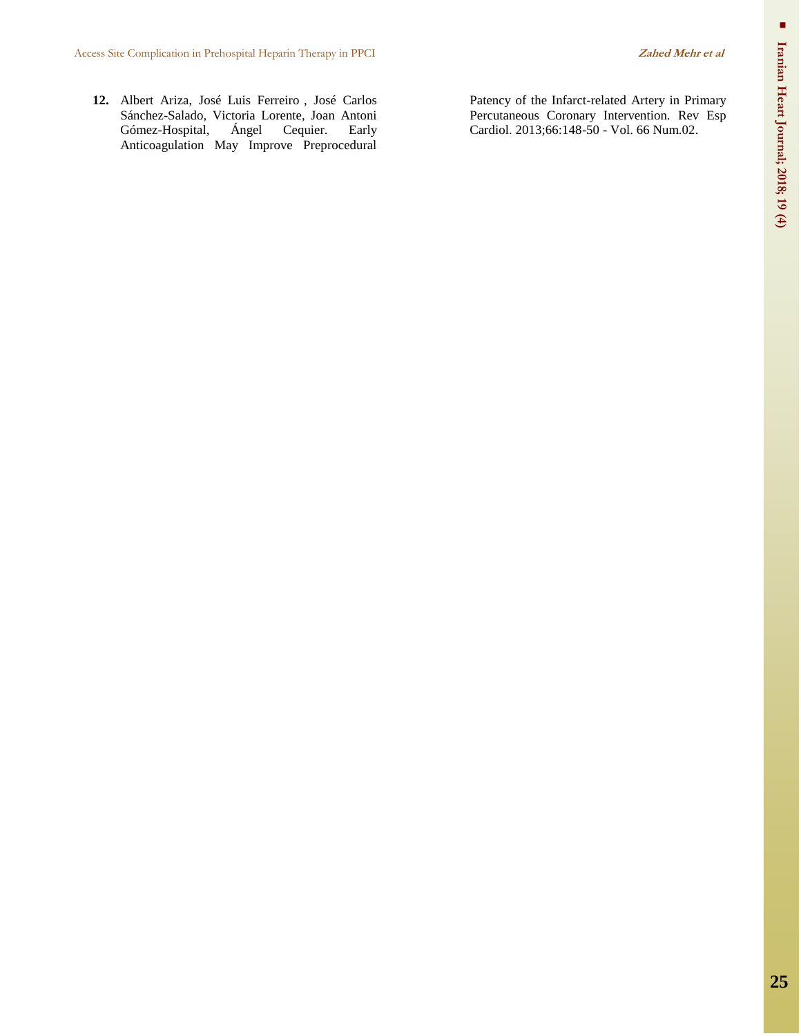12. Albert Ariza, José Luis Ferreiro , José Carlos Sánchez-Salado, Victoria Lorente, Joan Antoni Gómez-Hospital, Ángel Cequier. Early Anticoagulation May Improve Preprocedural Patency of the Infarct-related Artery in Primary Percutaneous Coronary Intervention. Rev Esp Cardiol. 2013;66:148-50 - Vol. 66 Num.02.